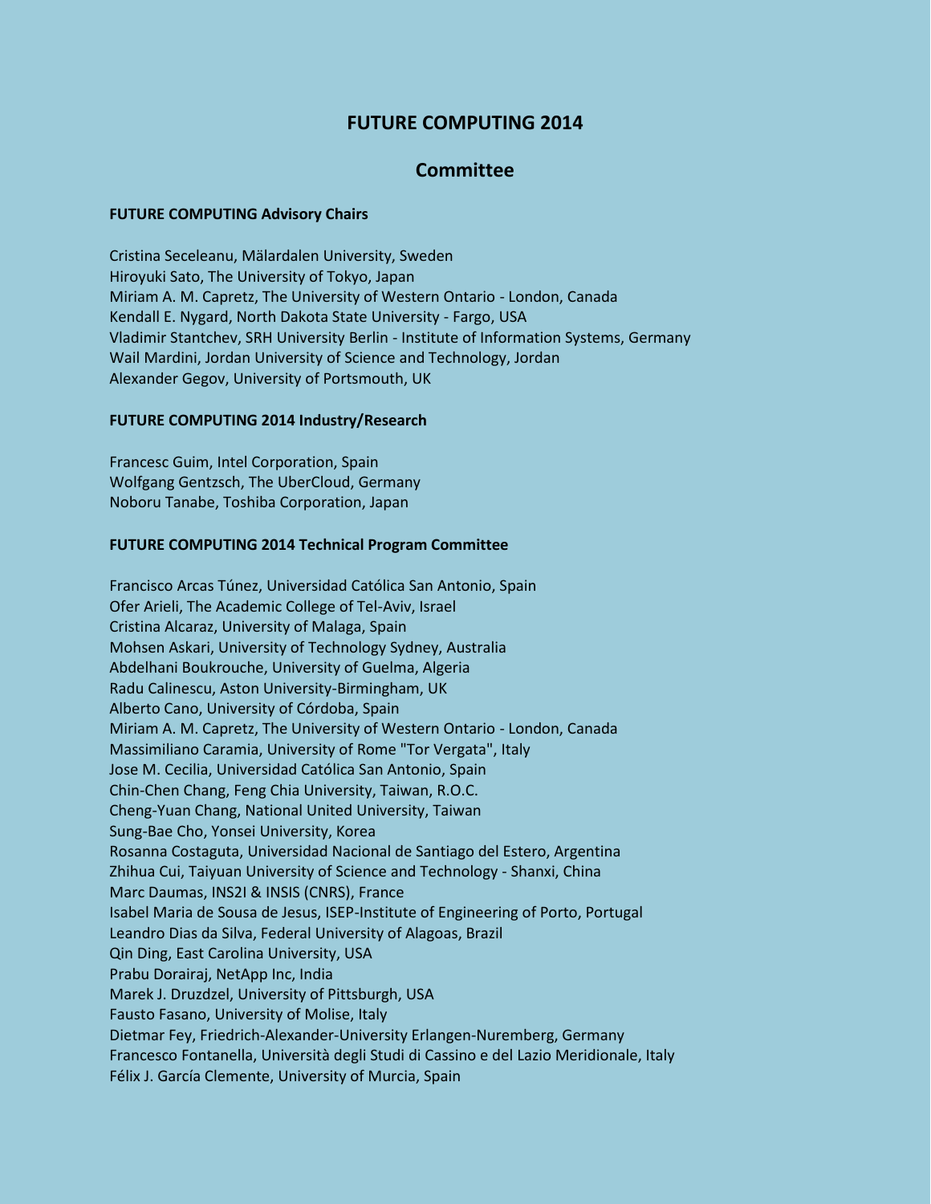# FUTURE COMPUTING 2014

## Committee

### FUTURE COMPUTING Advisory Chairs

Cristina Seceleanu, Mälardalen University, Sweden
Hiroyuki Sato, The University of Tokyo, Japan
Miriam A. M. Capretz, The University of Western Ontario - London, Canada
Kendall E. Nygard, North Dakota State University - Fargo, USA
Vladimir Stantchev, SRH University Berlin - Institute of Information Systems, Germany
Wail Mardini, Jordan University of Science and Technology, Jordan
Alexander Gegov, University of Portsmouth, UK

### FUTURE COMPUTING 2014 Industry/Research

Francesc Guim, Intel Corporation, Spain
Wolfgang Gentzsch, The UberCloud, Germany
Noboru Tanabe, Toshiba Corporation, Japan

### FUTURE COMPUTING 2014 Technical Program Committee

Francisco Arcas Túnez, Universidad Católica San Antonio, Spain
Ofer Arieli, The Academic College of Tel-Aviv, Israel
Cristina Alcaraz, University of Malaga, Spain
Mohsen Askari, University of Technology Sydney, Australia
Abdelhani Boukrouche, University of Guelma, Algeria
Radu Calinescu, Aston University-Birmingham, UK
Alberto Cano, University of Córdoba, Spain
Miriam A. M. Capretz, The University of Western Ontario - London, Canada
Massimiliano Caramia, University of Rome "Tor Vergata", Italy
Jose M. Cecilia, Universidad Católica San Antonio, Spain
Chin-Chen Chang, Feng Chia University, Taiwan, R.O.C.
Cheng-Yuan Chang, National United University, Taiwan
Sung-Bae Cho, Yonsei University, Korea
Rosanna Costaguta, Universidad Nacional de Santiago del Estero, Argentina
Zhihua Cui, Taiyuan University of Science and Technology - Shanxi, China
Marc Daumas, INS2I & INSIS (CNRS), France
Isabel Maria de Sousa de Jesus, ISEP-Institute of Engineering of Porto, Portugal
Leandro Dias da Silva, Federal University of Alagoas, Brazil
Qin Ding, East Carolina University, USA
Prabu Dorairaj, NetApp Inc, India
Marek J. Druzdzel, University of Pittsburgh, USA
Fausto Fasano, University of Molise, Italy
Dietmar Fey, Friedrich-Alexander-University Erlangen-Nuremberg, Germany
Francesco Fontanella, Università degli Studi di Cassino e del Lazio Meridionale, Italy
Félix J. García Clemente, University of Murcia, Spain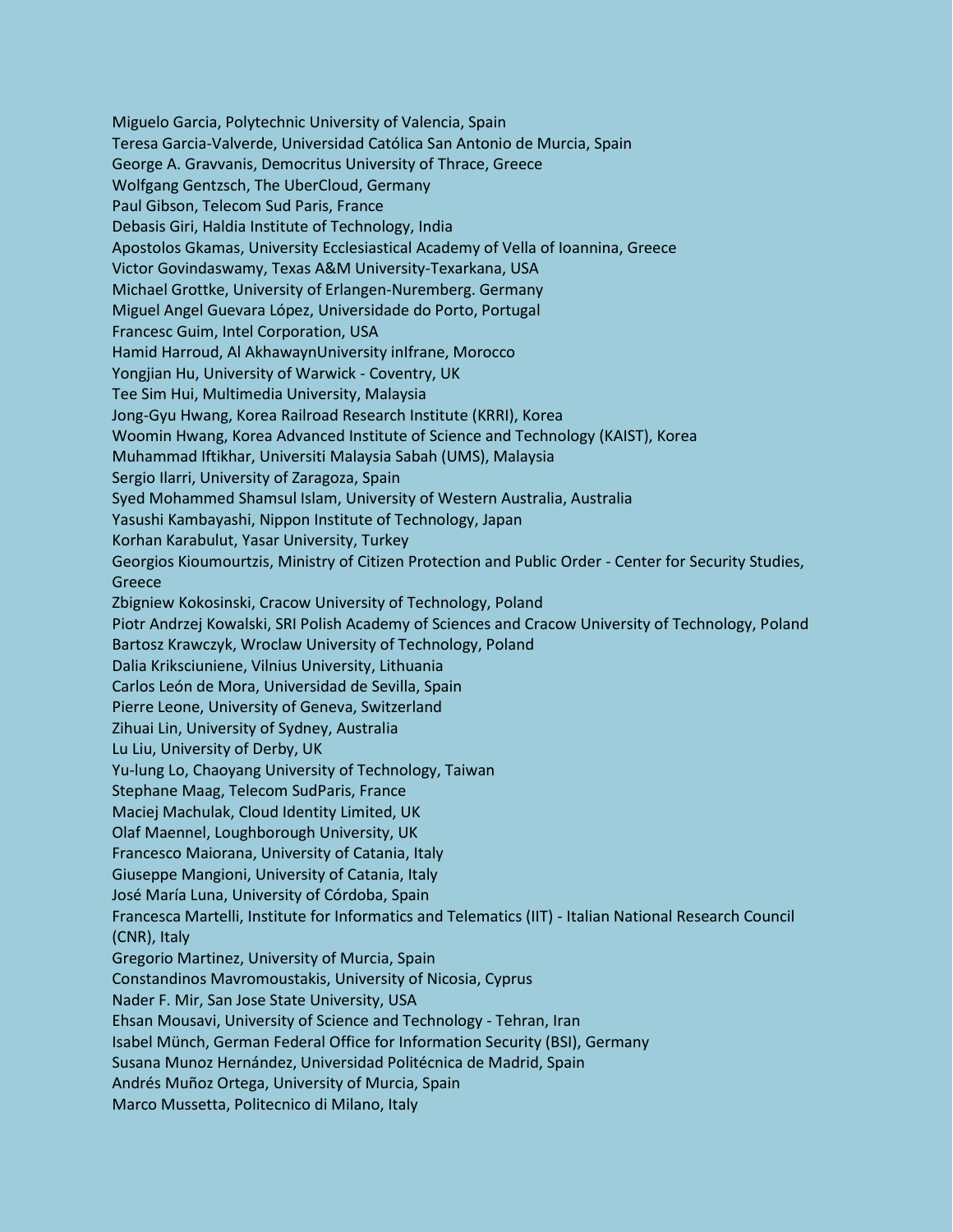Miguelo Garcia, Polytechnic University of Valencia, Spain
Teresa Garcia-Valverde, Universidad Católica San Antonio de Murcia, Spain
George A. Gravvanis, Democritus University of Thrace, Greece
Wolfgang Gentzsch, The UberCloud, Germany
Paul Gibson, Telecom Sud Paris, France
Debasis Giri, Haldia Institute of Technology, India
Apostolos Gkamas, University Ecclesiastical Academy of Vella of Ioannina, Greece
Victor Govindaswamy, Texas A&M University-Texarkana, USA
Michael Grottke, University of Erlangen-Nuremberg. Germany
Miguel Angel Guevara López, Universidade do Porto, Portugal
Francesc Guim, Intel Corporation, USA
Hamid Harroud, Al AkhawaynUniversity inIfrane, Morocco
Yongjian Hu, University of Warwick - Coventry, UK
Tee Sim Hui, Multimedia University, Malaysia
Jong-Gyu Hwang, Korea Railroad Research Institute (KRRI), Korea
Woomin Hwang, Korea Advanced Institute of Science and Technology (KAIST), Korea
Muhammad Iftikhar, Universiti Malaysia Sabah (UMS), Malaysia
Sergio Ilarri, University of Zaragoza, Spain
Syed Mohammed Shamsul Islam, University of Western Australia, Australia
Yasushi Kambayashi, Nippon Institute of Technology, Japan
Korhan Karabulut, Yasar University, Turkey
Georgios Kioumourtzis, Ministry of Citizen Protection and Public Order - Center for Security Studies, Greece
Zbigniew Kokosinski, Cracow University of Technology, Poland
Piotr Andrzej Kowalski, SRI Polish Academy of Sciences and Cracow University of Technology, Poland
Bartosz Krawczyk, Wroclaw University of Technology, Poland
Dalia Kriksciuniene, Vilnius University, Lithuania
Carlos León de Mora, Universidad de Sevilla, Spain
Pierre Leone, University of Geneva, Switzerland
Zihuai Lin, University of Sydney, Australia
Lu Liu, University of Derby, UK
Yu-lung Lo, Chaoyang University of Technology, Taiwan
Stephane Maag, Telecom SudParis, France
Maciej Machulak, Cloud Identity Limited, UK
Olaf Maennel, Loughborough University, UK
Francesco Maiorana, University of Catania, Italy
Giuseppe Mangioni, University of Catania, Italy
José María Luna, University of Córdoba, Spain
Francesca Martelli, Institute for Informatics and Telematics (IIT) - Italian National Research Council (CNR), Italy
Gregorio Martinez, University of Murcia, Spain
Constandinos Mavromoustakis, University of Nicosia, Cyprus
Nader F. Mir, San Jose State University, USA
Ehsan Mousavi, University of Science and Technology - Tehran, Iran
Isabel Münch, German Federal Office for Information Security (BSI), Germany
Susana Munoz Hernández, Universidad Politécnica de Madrid, Spain
Andrés Muñoz Ortega, University of Murcia, Spain
Marco Mussetta, Politecnico di Milano, Italy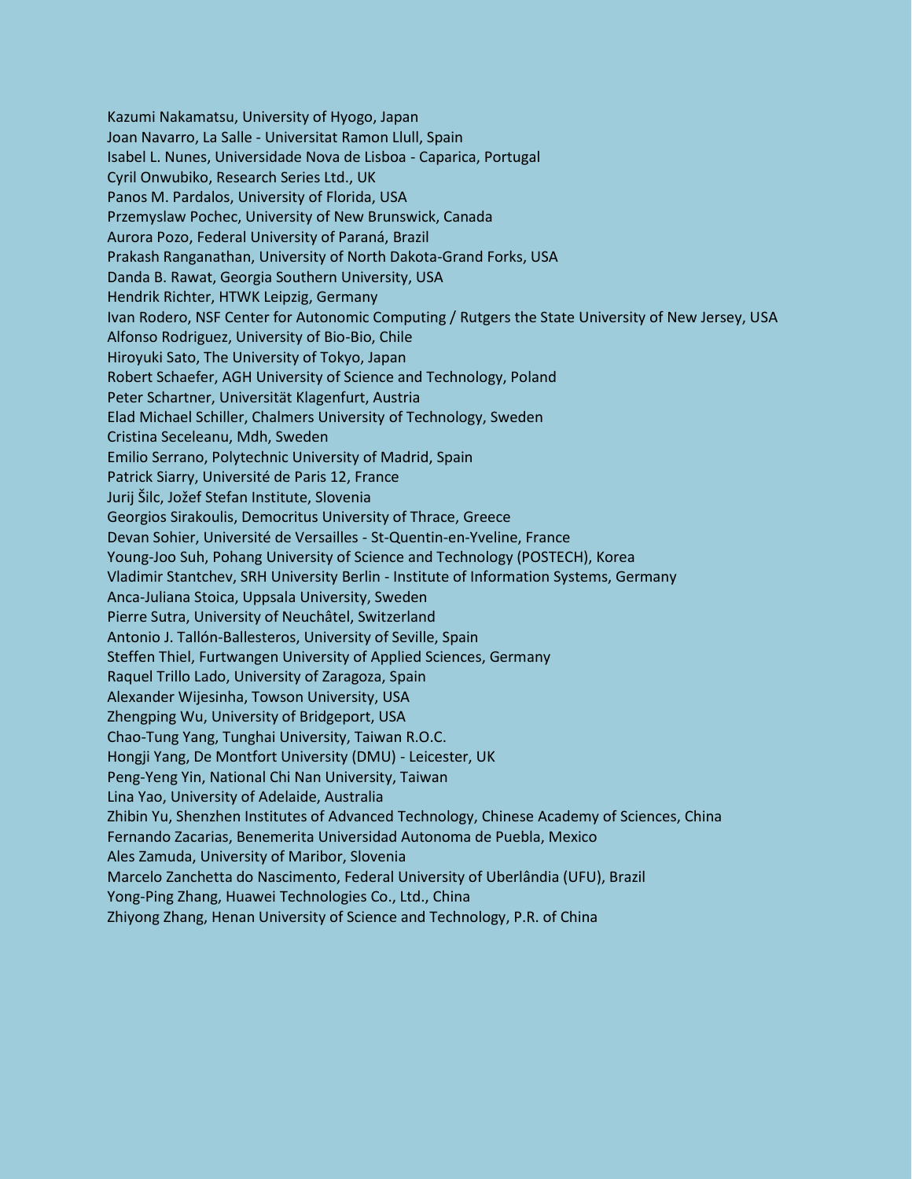Kazumi Nakamatsu, University of Hyogo, Japan
Joan Navarro, La Salle - Universitat Ramon Llull, Spain
Isabel L. Nunes, Universidade Nova de Lisboa - Caparica, Portugal
Cyril Onwubiko, Research Series Ltd., UK
Panos M. Pardalos, University of Florida, USA
Przemyslaw Pochec, University of New Brunswick, Canada
Aurora Pozo, Federal University of Paraná, Brazil
Prakash Ranganathan, University of North Dakota-Grand Forks, USA
Danda B. Rawat, Georgia Southern University, USA
Hendrik Richter, HTWK Leipzig, Germany
Ivan Rodero, NSF Center for Autonomic Computing / Rutgers the State University of New Jersey, USA
Alfonso Rodriguez, University of Bio-Bio, Chile
Hiroyuki Sato, The University of Tokyo, Japan
Robert Schaefer, AGH University of Science and Technology, Poland
Peter Schartner, Universität Klagenfurt, Austria
Elad Michael Schiller, Chalmers University of Technology, Sweden
Cristina Seceleanu, Mdh, Sweden
Emilio Serrano, Polytechnic University of Madrid, Spain
Patrick Siarry, Université de Paris 12, France
Jurij Šilc, Jožef Stefan Institute, Slovenia
Georgios Sirakoulis, Democritus University of Thrace, Greece
Devan Sohier, Université de Versailles - St-Quentin-en-Yveline, France
Young-Joo Suh, Pohang University of Science and Technology (POSTECH), Korea
Vladimir Stantchev, SRH University Berlin - Institute of Information Systems, Germany
Anca-Juliana Stoica, Uppsala University, Sweden
Pierre Sutra, University of Neuchâtel, Switzerland
Antonio J. Tallón-Ballesteros, University of Seville, Spain
Steffen Thiel, Furtwangen University of Applied Sciences, Germany
Raquel Trillo Lado, University of Zaragoza, Spain
Alexander Wijesinha, Towson University, USA
Zhengping Wu, University of Bridgeport, USA
Chao-Tung Yang, Tunghai University, Taiwan R.O.C.
Hongji Yang, De Montfort University (DMU) - Leicester, UK
Peng-Yeng Yin, National Chi Nan University, Taiwan
Lina Yao, University of Adelaide, Australia
Zhibin Yu, Shenzhen Institutes of Advanced Technology, Chinese Academy of Sciences, China
Fernando Zacarias, Benemerita Universidad Autonoma de Puebla, Mexico
Ales Zamuda, University of Maribor, Slovenia
Marcelo Zanchetta do Nascimento, Federal University of Uberlândia (UFU), Brazil
Yong-Ping Zhang, Huawei Technologies Co., Ltd., China
Zhiyong Zhang, Henan University of Science and Technology, P.R. of China